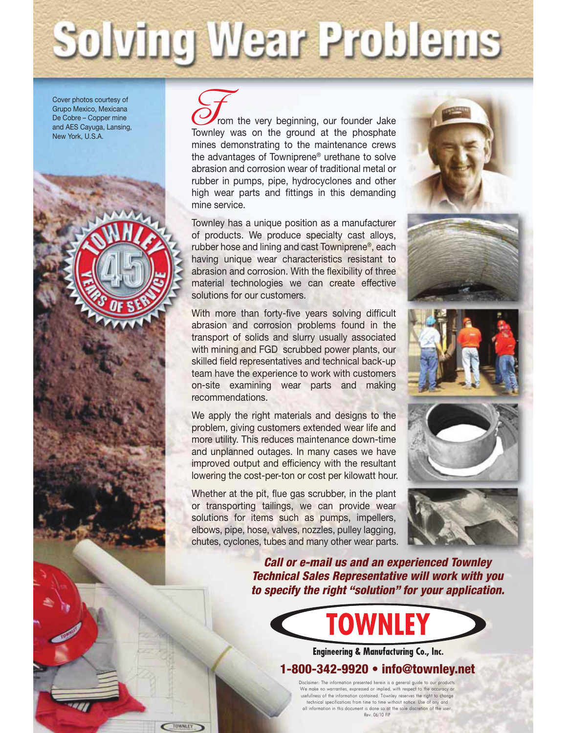# Solving Wear Problems

Cover photos courtesy of Grupo Mexico, Mexicana De Cobre – Copper mine and AES Cayuga, Lansing, New York, U.S.A.

From the very beginning, our founder Jake Townley was on the ground at the phosphate mines demonstrating to the maintenance crews the advantages of Towniprene® urethane to solve abrasion and corrosion wear of traditional metal or rubber in pumps, pipe, hydrocyclones and other high wear parts and fittings in this demanding mine service.

Townley has a unique position as a manufacturer of products. We produce specialty cast alloys, rubber hose and lining and cast Towniprene®, each having unique wear characteristics resistant to abrasion and corrosion. With the flexibility of three material technologies we can create effective solutions for our customers.

With more than forty-five years solving difficult abrasion and corrosion problems found in the transport of solids and slurry usually associated with mining and FGD scrubbed power plants, our skilled field representatives and technical back-up team have the experience to work with customers on-site examining wear parts and making recommendations.

We apply the right materials and designs to the problem, giving customers extended wear life and more utility. This reduces maintenance down-time and unplanned outages. In many cases we have improved output and efficiency with the resultant lowering the cost-per-ton or cost per kilowatt hour.

Whether at the pit, flue gas scrubber, in the plant or transporting tailings, we can provide wear solutions for items such as pumps, impellers, elbows, pipe, hose, valves, nozzles, pulley lagging, chutes, cyclones, tubes and many other wear parts.

***Call or e-mail us and an experienced Townley Technical Sales Representative will work with you to specify the right "solution" for your application.***

**TOWNLEY**

**Engineering & Manufacturing Co., Inc.**

**1-800-342-9920 • info@townley.net**

Disclaimer: The information presented herein is a general guide to our products. We make no warranties, expressed or implied, with respect to the accuracy or usefulness of the information contained. Townley reserves the right to change technical specifications from time to time without notice. Use of any and all information in this document is done so at the sole discretion of the user.

Rev. 06/10 FIP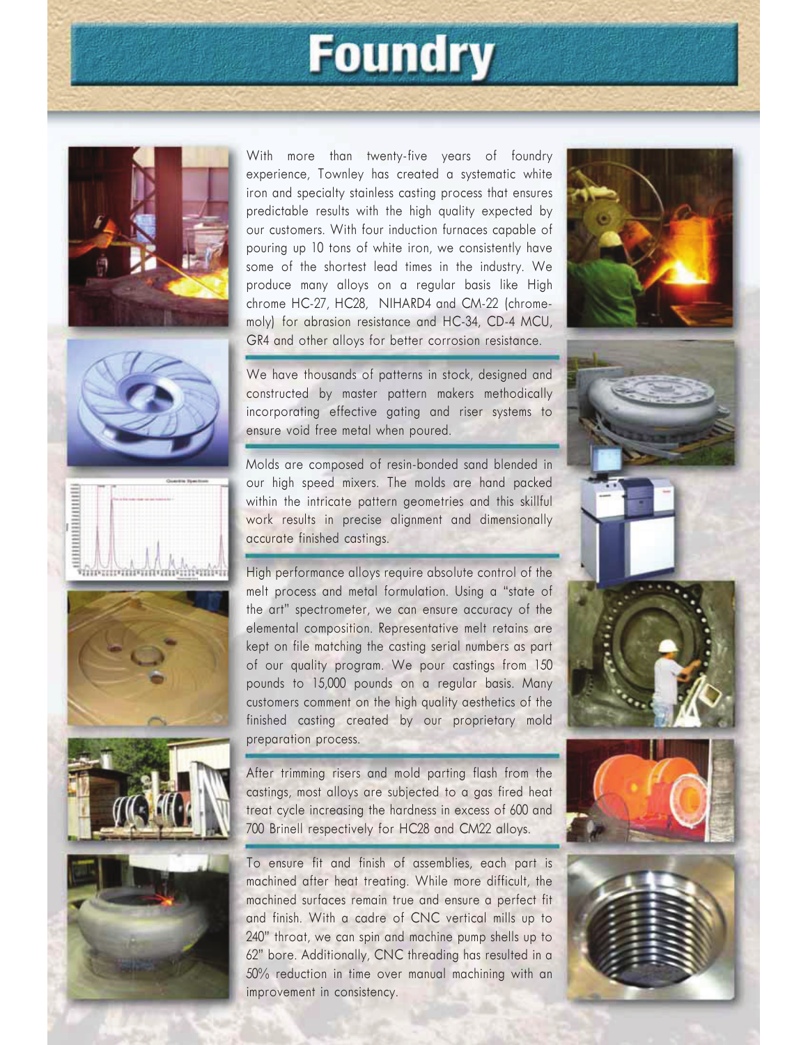# Foundry

With more than twenty-five years of foundry experience, Townley has created a systematic white iron and specialty stainless casting process that ensures predictable results with the high quality expected by our customers. With four induction furnaces capable of pouring up 10 tons of white iron, we consistently have some of the shortest lead times in the industry. We produce many alloys on a regular basis like High chrome HC-27, HC28, NIHARD4 and CM-22 (chrome-moly) for abrasion resistance and HC-34, CD-4 MCU, GR4 and other alloys for better corrosion resistance.

We have thousands of patterns in stock, designed and constructed by master pattern makers methodically incorporating effective gating and riser systems to ensure void free metal when poured.

Molds are composed of resin-bonded sand blended in our high speed mixers. The molds are hand packed within the intricate pattern geometries and this skillful work results in precise alignment and dimensionally accurate finished castings.

High performance alloys require absolute control of the melt process and metal formulation. Using a "state of the art" spectrometer, we can ensure accuracy of the elemental composition. Representative melt retains are kept on file matching the casting serial numbers as part of our quality program. We pour castings from 150 pounds to 15,000 pounds on a regular basis. Many customers comment on the high quality aesthetics of the finished casting created by our proprietary mold preparation process.

After trimming risers and mold parting flash from the castings, most alloys are subjected to a gas fired heat treat cycle increasing the hardness in excess of 600 and 700 Brinell respectively for HC28 and CM22 alloys.

To ensure fit and finish of assemblies, each part is machined after heat treating. While more difficult, the machined surfaces remain true and ensure a perfect fit and finish. With a cadre of CNC vertical mills up to 240" throat, we can spin and machine pump shells up to 62" bore. Additionally, CNC threading has resulted in a 50% reduction in time over manual machining with an improvement in consistency.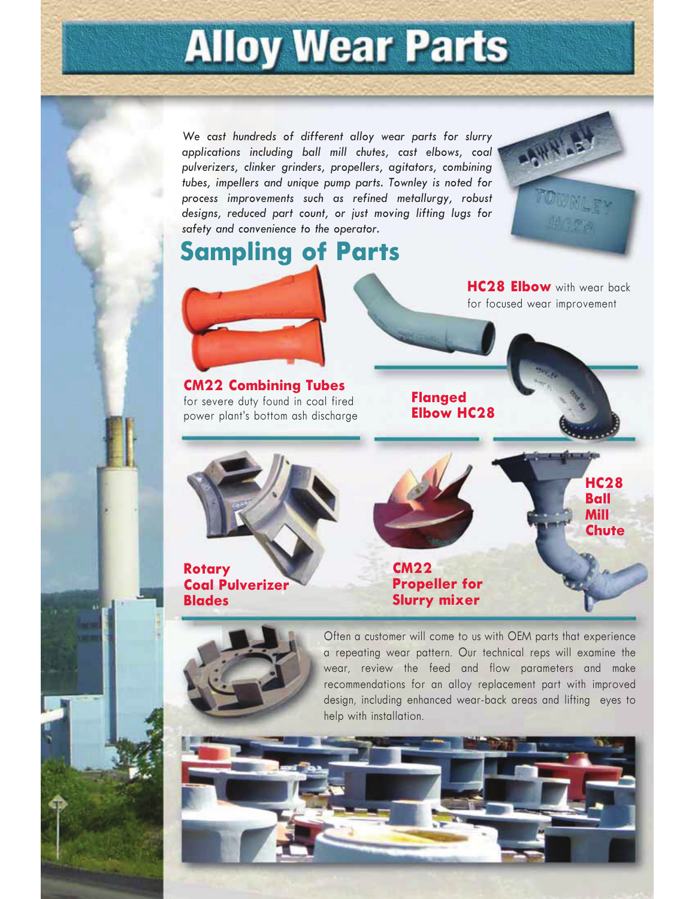# Alloy Wear Parts

*We cast hundreds of different alloy wear parts for slurry applications including ball mill chutes, cast elbows, coal pulverizers, clinker grinders, propellers, agitators, combining tubes, impellers and unique pump parts. Townley is noted for process improvements such as refined metallurgy, robust designs, reduced part count, or just moving lifting lugs for safety and convenience to the operator.*

## Sampling of Parts

**HC28 Elbow** with wear back for focused wear improvement

**CM22 Combining Tubes** for severe duty found in coal fired power plant's bottom ash discharge

**Flanged Elbow HC28**

**Rotary Coal Pulverizer Blades**

**CM22 Propeller for Slurry mixer**

**HC28 Ball Mill Chute**

Often a customer will come to us with OEM parts that experience a repeating wear pattern. Our technical reps will examine the wear, review the feed and flow parameters and make recommendations for an alloy replacement part with improved design, including enhanced wear-back areas and lifting eyes to help with installation.